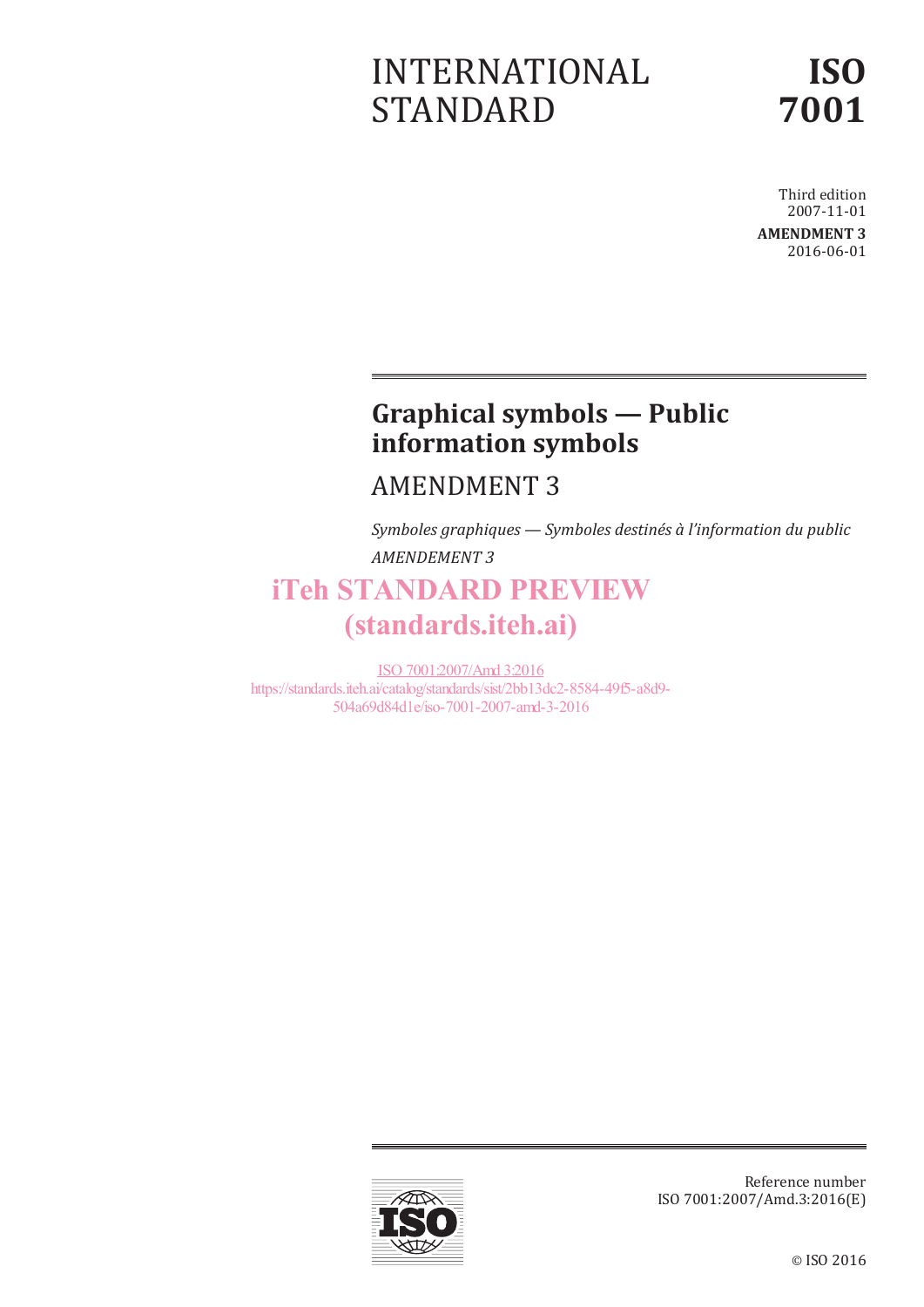INTERNATIONAL STANDARD

**ISO 7001**

Third edition
2007-11-01

**AMENDMENT 3**
2016-06-01

# Graphical symbols — Public information symbols

## AMENDMENT 3

*Symboles graphiques — Symboles destinés à l'information du public*

*AMENDEMENT 3*

iTeh STANDARD PREVIEW
(standards.iteh.ai)

ISO 7001:2007/Amd 3:2016
https://standards.iteh.ai/catalog/standards/sist/2bb13dc2-8584-49f5-a8d9-504a69d84d1e/iso-7001-2007-amd-3-2016

Reference number
ISO 7001:2007/Amd.3:2016(E)

© ISO 2016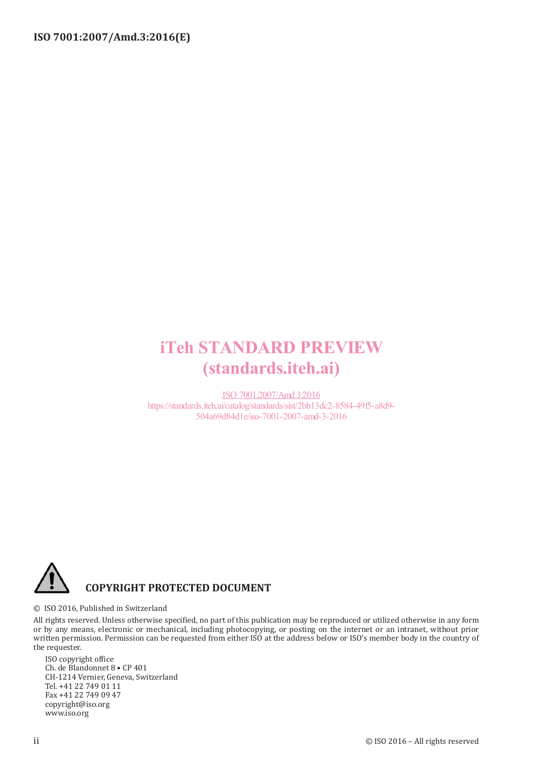iTeh STANDARD PREVIEW
(standards.iteh.ai)

ISO 7001:2007/Amd 3:2016
https://standards.iteh.ai/catalog/standards/sist/2bb13dc2-8584-49f5-a8d9-504a69d84d1e/iso-7001-2007-amd-3-2016

**COPYRIGHT PROTECTED DOCUMENT**

© ISO 2016, Published in Switzerland

All rights reserved. Unless otherwise specified, no part of this publication may be reproduced or utilized otherwise in any form or by any means, electronic or mechanical, including photocopying, or posting on the internet or an intranet, without prior written permission. Permission can be requested from either ISO at the address below or ISO's member body in the country of the requester.

ISO copyright office
Ch. de Blandonnet 8 • CP 401
CH-1214 Vernier, Geneva, Switzerland
Tel. +41 22 749 01 11
Fax +41 22 749 09 47
copyright@iso.org
www.iso.org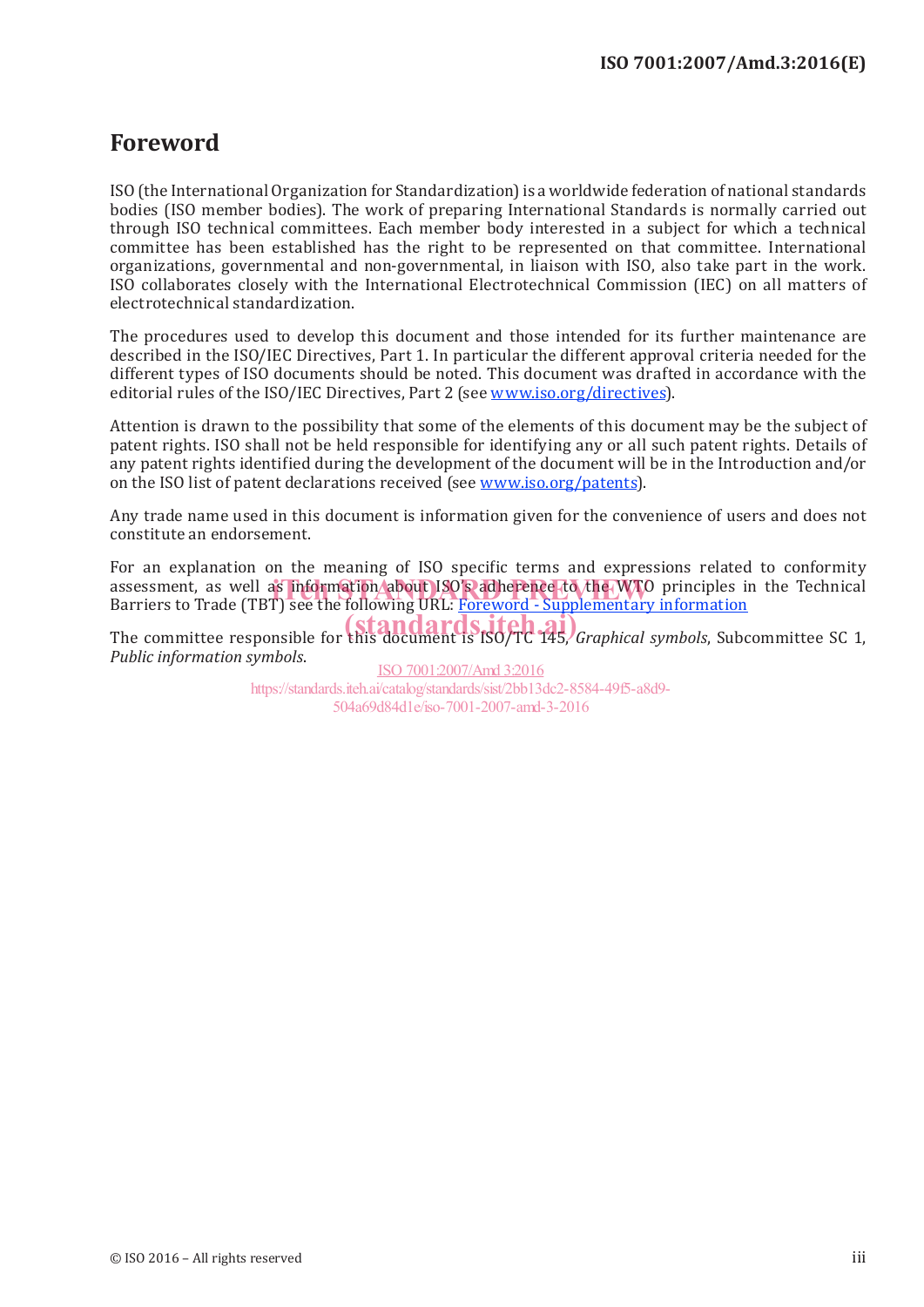# Foreword

ISO (the International Organization for Standardization) is a worldwide federation of national standards bodies (ISO member bodies). The work of preparing International Standards is normally carried out through ISO technical committees. Each member body interested in a subject for which a technical committee has been established has the right to be represented on that committee. International organizations, governmental and non-governmental, in liaison with ISO, also take part in the work. ISO collaborates closely with the International Electrotechnical Commission (IEC) on all matters of electrotechnical standardization.

The procedures used to develop this document and those intended for its further maintenance are described in the ISO/IEC Directives, Part 1. In particular the different approval criteria needed for the different types of ISO documents should be noted. This document was drafted in accordance with the editorial rules of the ISO/IEC Directives, Part 2 (see www.iso.org/directives).

Attention is drawn to the possibility that some of the elements of this document may be the subject of patent rights. ISO shall not be held responsible for identifying any or all such patent rights. Details of any patent rights identified during the development of the document will be in the Introduction and/or on the ISO list of patent declarations received (see www.iso.org/patents).

Any trade name used in this document is information given for the convenience of users and does not constitute an endorsement.

For an explanation on the meaning of ISO specific terms and expressions related to conformity assessment, as well as information about ISO's adherence to the WTO principles in the Technical Barriers to Trade (TBT) see the following URL: Foreword - Supplementary information

The committee responsible for this document is ISO/TC 145, *Graphical symbols*, Subcommittee SC 1, *Public information symbols*.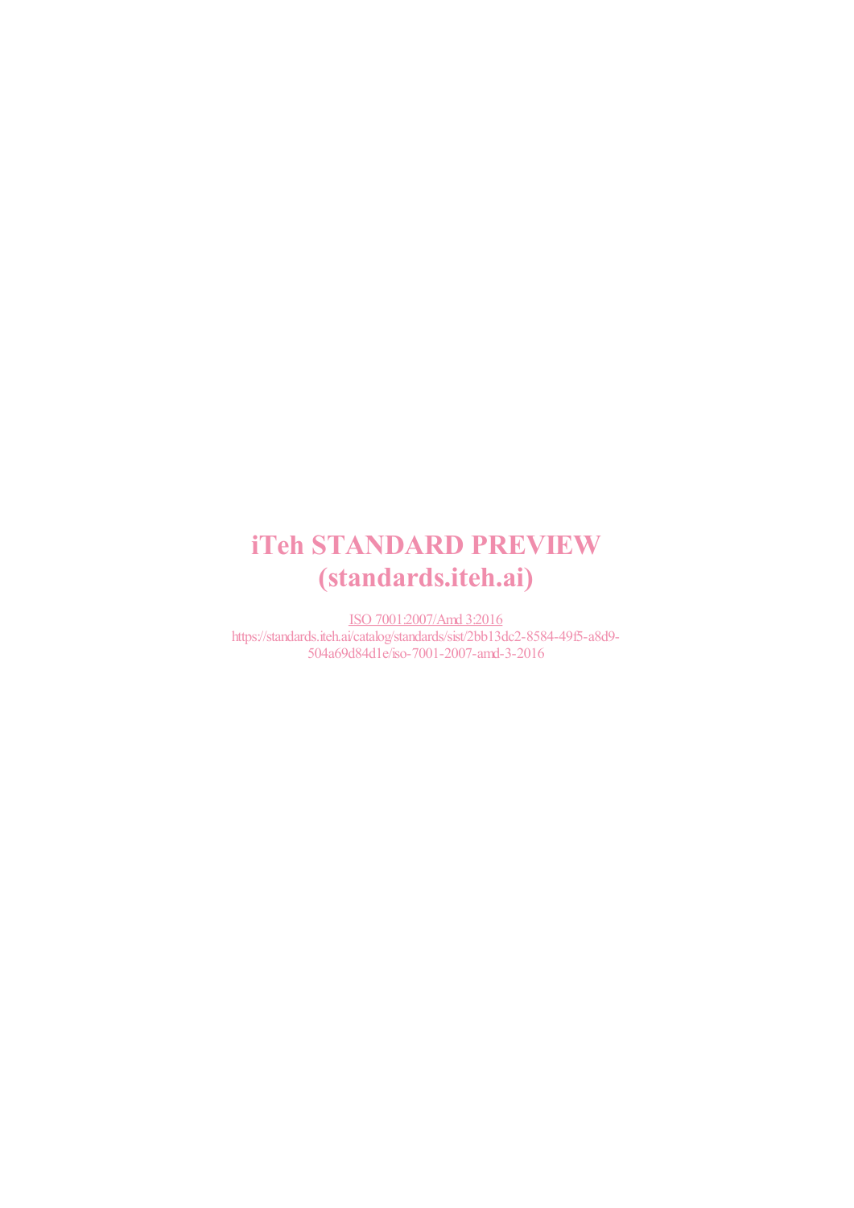iTeh STANDARD PREVIEW
(standards.iteh.ai)

ISO 7001:2007/Amd 3:2016
https://standards.iteh.ai/catalog/standards/sist/2bb13dc2-8584-49f5-a8d9-504a69d84d1e/iso-7001-2007-amd-3-2016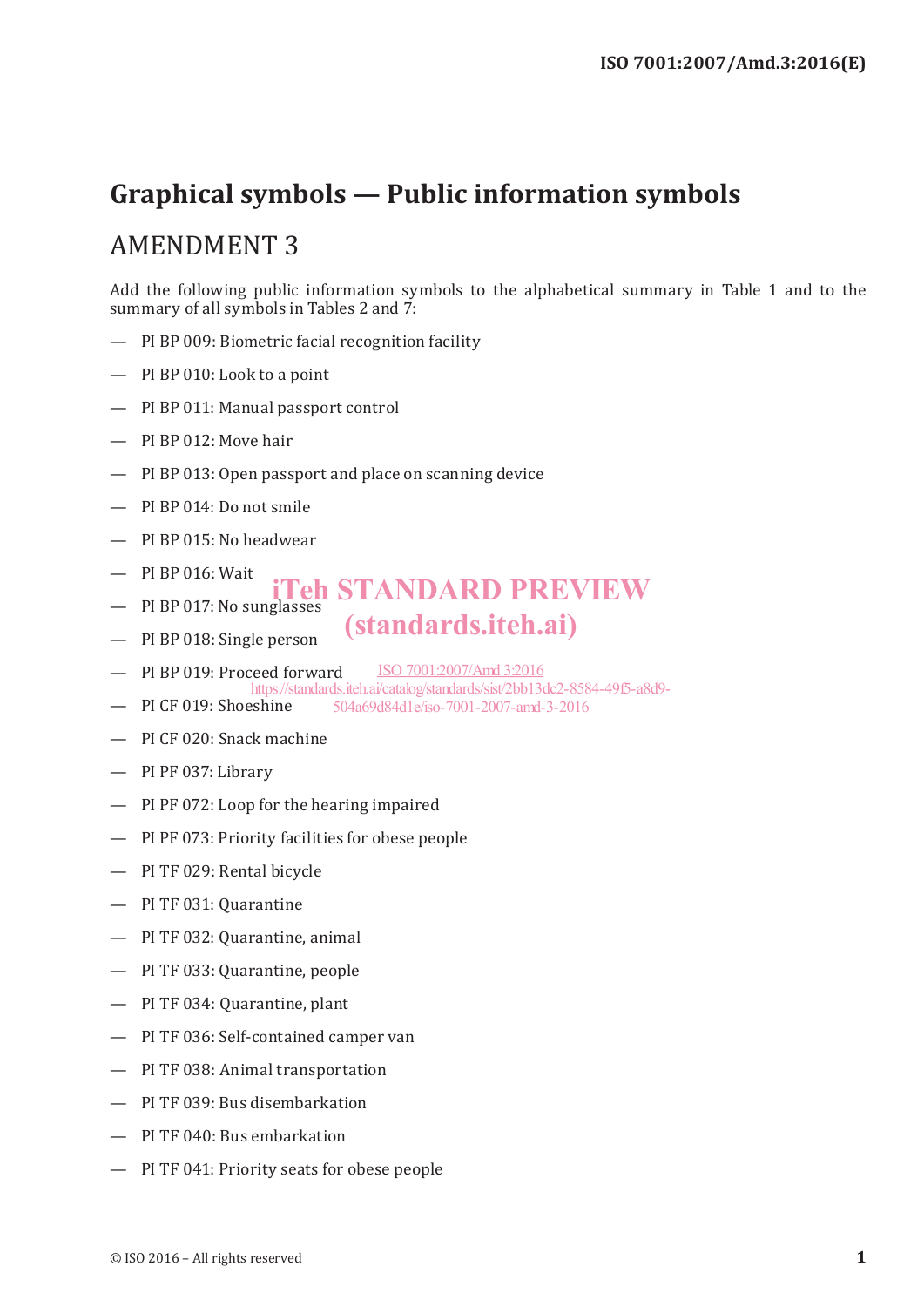# Graphical symbols — Public information symbols

## AMENDMENT 3

Add the following public information symbols to the alphabetical summary in Table 1 and to the summary of all symbols in Tables 2 and 7:

— PI BP 009: Biometric facial recognition facility

— PI BP 010: Look to a point

— PI BP 011: Manual passport control

— PI BP 012: Move hair

— PI BP 013: Open passport and place on scanning device

— PI BP 014: Do not smile

— PI BP 015: No headwear

— PI BP 016: Wait

— PI BP 017: No sunglasses

— PI BP 018: Single person

— PI BP 019: Proceed forward

— PI CF 019: Shoeshine

— PI CF 020: Snack machine

— PI PF 037: Library

— PI PF 072: Loop for the hearing impaired

— PI PF 073: Priority facilities for obese people

— PI TF 029: Rental bicycle

— PI TF 031: Quarantine

— PI TF 032: Quarantine, animal

— PI TF 033: Quarantine, people

— PI TF 034: Quarantine, plant

— PI TF 036: Self-contained camper van

— PI TF 038: Animal transportation

— PI TF 039: Bus disembarkation

— PI TF 040: Bus embarkation

— PI TF 041: Priority seats for obese people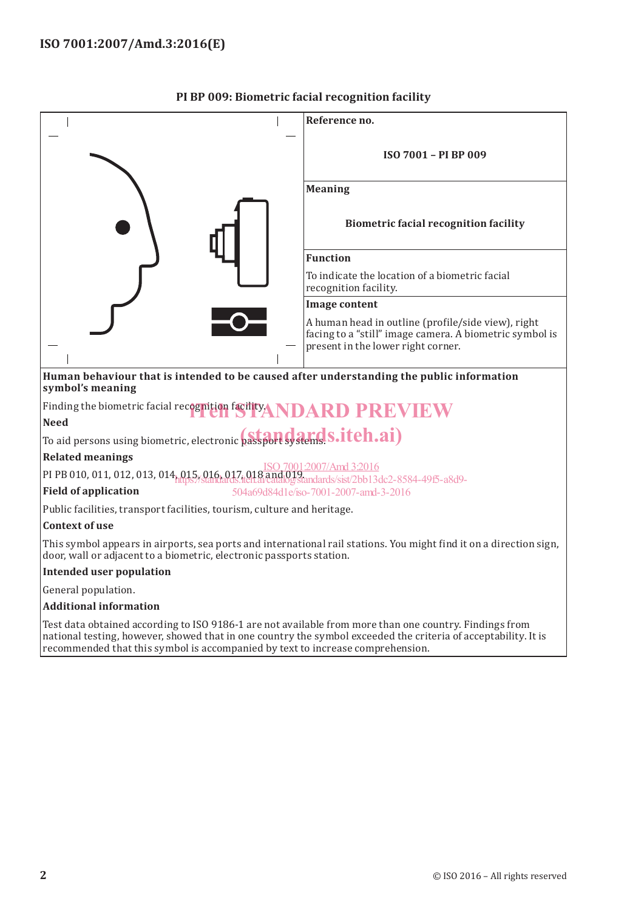## PI BP 009: Biometric facial recognition facility

| | |
|---|---|
| | **Reference no.**<br><br>ISO 7001 – PI BP 009 |
| | **Meaning**<br><br>**Biometric facial recognition facility** |
| | **Function**<br><br>To indicate the location of a biometric facial recognition facility. |
| | **Image content**<br><br>A human head in outline (profile/side view), right facing to a “still” image camera. A biometric symbol is present in the lower right corner. |

**Human behaviour that is intended to be caused after understanding the public information symbol’s meaning**

Finding the biometric facial recognition facility.

**Need**

To aid persons using biometric, electronic passport systems.

**Related meanings**

PI PB 010, 011, 012, 013, 014, 015, 016, 017, 018 and 019.

**Field of application**

Public facilities, transport facilities, tourism, culture and heritage.

**Context of use**

This symbol appears in airports, sea ports and international rail stations. You might find it on a direction sign, door, wall or adjacent to a biometric, electronic passports station.

**Intended user population**

General population.

**Additional information**

Test data obtained according to ISO 9186-1 are not available from more than one country. Findings from national testing, however, showed that in one country the symbol exceeded the criteria of acceptability. It is recommended that this symbol is accompanied by text to increase comprehension.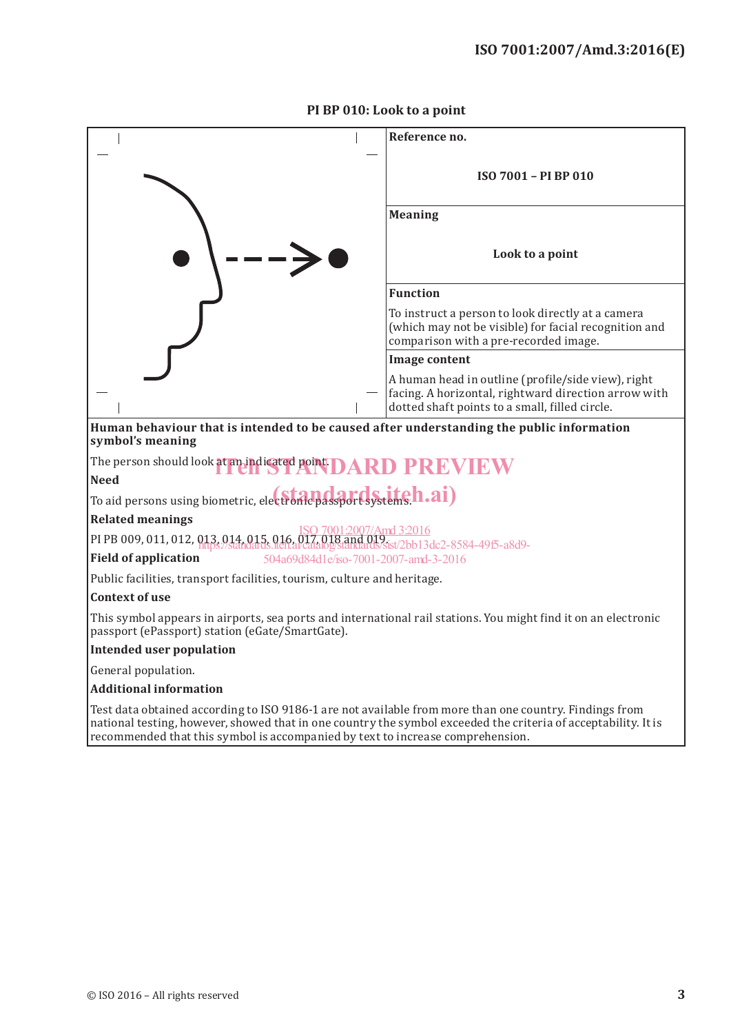## PI BP 010: Look to a point

| | Reference no. |
|---|---|
| | ISO 7001 – PI BP 010 |
| | **Meaning** |
| | **Look to a point** |
| | **Function** |
| | To instruct a person to look directly at a camera (which may not be visible) for facial recognition and comparison with a pre-recorded image. |
| | **Image content** |
| | A human head in outline (profile/side view), right facing. A horizontal, rightward direction arrow with dotted shaft points to a small, filled circle. |

**Human behaviour that is intended to be caused after understanding the public information symbol's meaning**

The person should look at an indicated point.

**Need**

To aid persons using biometric, electronic passport systems.

**Related meanings**

PI PB 009, 011, 012, 013, 014, 015, 016, 017, 018 and 019.

**Field of application**

Public facilities, transport facilities, tourism, culture and heritage.

**Context of use**

This symbol appears in airports, sea ports and international rail stations. You might find it on an electronic passport (ePassport) station (eGate/SmartGate).

**Intended user population**

General population.

**Additional information**

Test data obtained according to ISO 9186-1 are not available from more than one country. Findings from national testing, however, showed that in one country the symbol exceeded the criteria of acceptability. It is recommended that this symbol is accompanied by text to increase comprehension.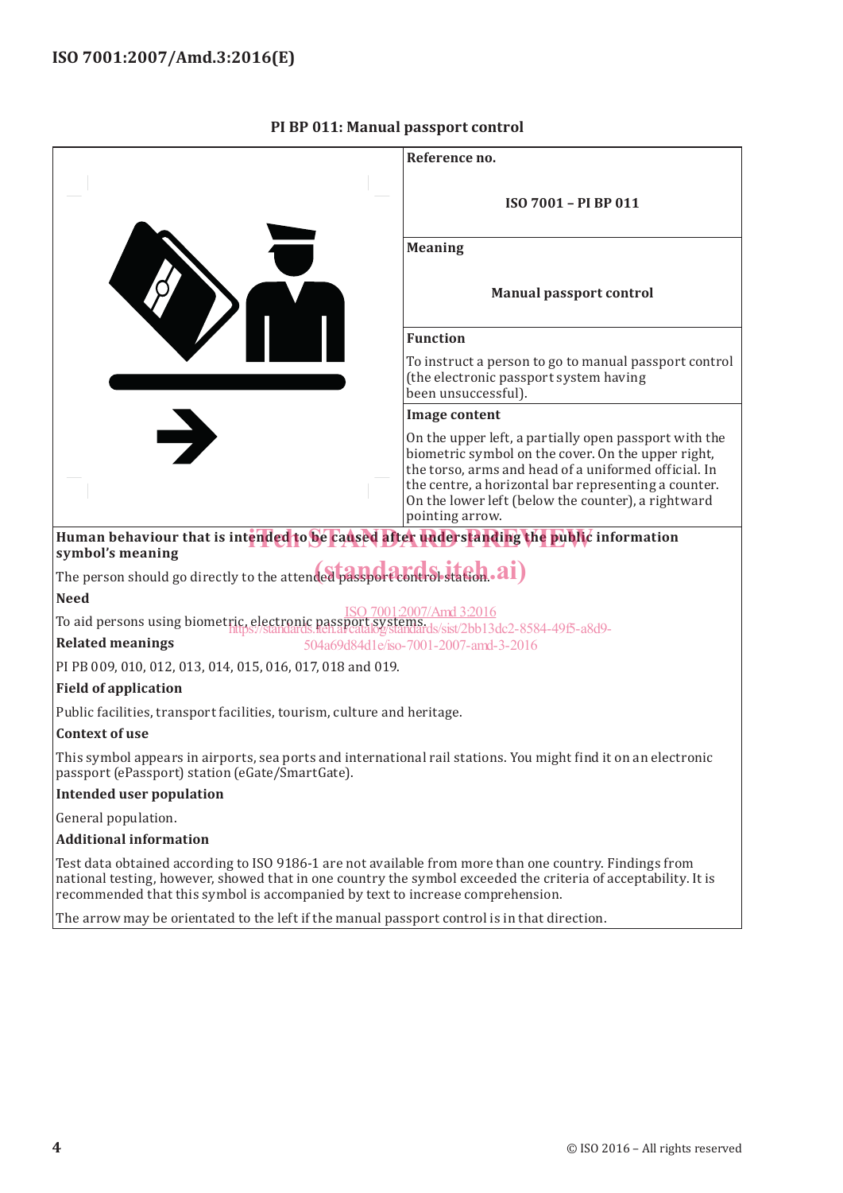**PI BP 011: Manual passport control**

| | |
|---|---|
| | **Reference no.**<br><br>ISO 7001 – PI BP 011 |
| | **Meaning**<br><br>**Manual passport control** |
| | **Function**<br><br>To instruct a person to go to manual passport control (the electronic passport system having been unsuccessful). |
| | **Image content**<br><br>On the upper left, a partially open passport with the biometric symbol on the cover. On the upper right, the torso, arms and head of a uniformed official. In the centre, a horizontal bar representing a counter. On the lower left (below the counter), a rightward pointing arrow. |

**Human behaviour that is intended to be caused after understanding the public information symbol's meaning**

The person should go directly to the attended passport control station.

**Need**

To aid persons using biometric, electronic passport systems.

**Related meanings**

PI PB 009, 010, 012, 013, 014, 015, 016, 017, 018 and 019.

**Field of application**

Public facilities, transport facilities, tourism, culture and heritage.

**Context of use**

This symbol appears in airports, sea ports and international rail stations. You might find it on an electronic passport (ePassport) station (eGate/SmartGate).

**Intended user population**

General population.

**Additional information**

Test data obtained according to ISO 9186-1 are not available from more than one country. Findings from national testing, however, showed that in one country the symbol exceeded the criteria of acceptability. It is recommended that this symbol is accompanied by text to increase comprehension.

The arrow may be orientated to the left if the manual passport control is in that direction.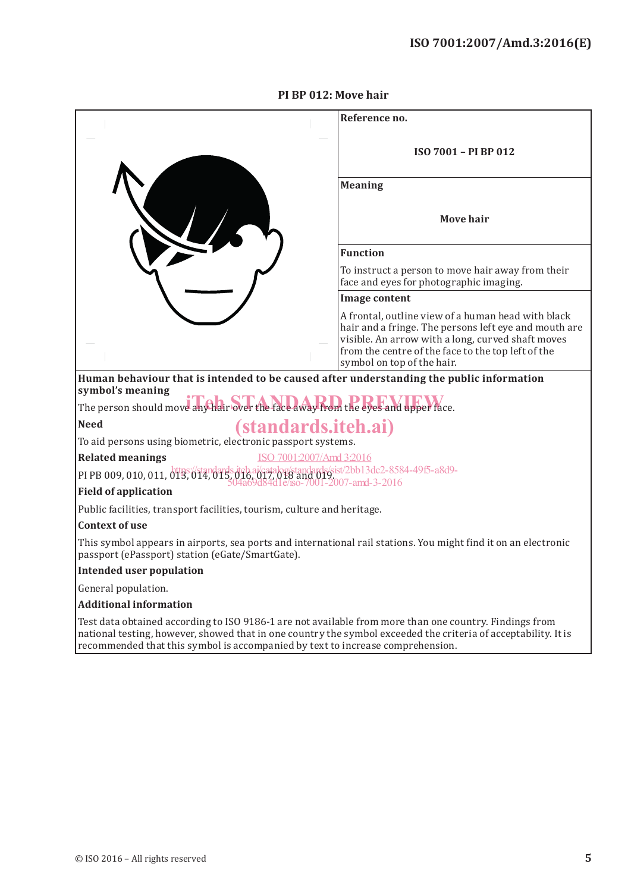**PI BP 012: Move hair**

| | |
|---|---|
| | **Reference no.**<br><br>**ISO 7001 – PI BP 012** |
| | **Meaning**<br><br>**Move hair** |
| | **Function**<br><br>To instruct a person to move hair away from their face and eyes for photographic imaging. |
| | **Image content**<br><br>A frontal, outline view of a human head with black hair and a fringe. The persons left eye and mouth are visible. An arrow with a long, curved shaft moves from the centre of the face to the top left of the symbol on top of the hair. |

**Human behaviour that is intended to be caused after understanding the public information symbol's meaning**

The person should move any hair over the face away from the eyes and upper face.

**Need**

To aid persons using biometric, electronic passport systems.

**Related meanings**

PI PB 009, 010, 011, 013, 014, 015, 016, 017, 018 and 019.

**Field of application**

Public facilities, transport facilities, tourism, culture and heritage.

**Context of use**

This symbol appears in airports, sea ports and international rail stations. You might find it on an electronic passport (ePassport) station (eGate/SmartGate).

**Intended user population**

General population.

**Additional information**

Test data obtained according to ISO 9186-1 are not available from more than one country. Findings from national testing, however, showed that in one country the symbol exceeded the criteria of acceptability. It is recommended that this symbol is accompanied by text to increase comprehension.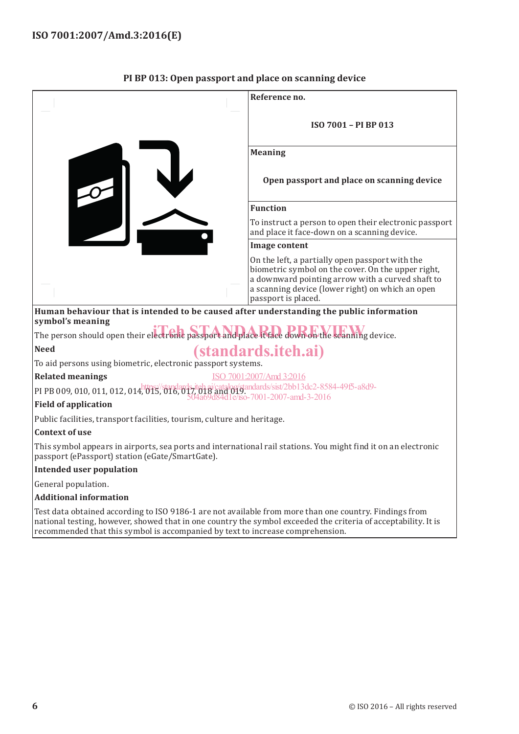**PI BP 013: Open passport and place on scanning device**

| | |
|---|---|
| | **Reference no.**<br><br>**ISO 7001 – PI BP 013** |
| | **Meaning**<br><br>**Open passport and place on scanning device** |
| | **Function**<br><br>To instruct a person to open their electronic passport and place it face-down on a scanning device. |
| | **Image content**<br><br>On the left, a partially open passport with the biometric symbol on the cover. On the upper right, a downward pointing arrow with a curved shaft to a scanning device (lower right) on which an open passport is placed. |

**Human behaviour that is intended to be caused after understanding the public information symbol's meaning**

The person should open their electronic passport and place it face down on the scanning device.

**Need**

To aid persons using biometric, electronic passport systems.

**Related meanings**

PI PB 009, 010, 011, 012, 014, 015, 016, 017, 018 and 019.

**Field of application**

Public facilities, transport facilities, tourism, culture and heritage.

**Context of use**

This symbol appears in airports, sea ports and international rail stations. You might find it on an electronic passport (ePassport) station (eGate/SmartGate).

**Intended user population**

General population.

**Additional information**

Test data obtained according to ISO 9186-1 are not available from more than one country. Findings from national testing, however, showed that in one country the symbol exceeded the criteria of acceptability. It is recommended that this symbol is accompanied by text to increase comprehension.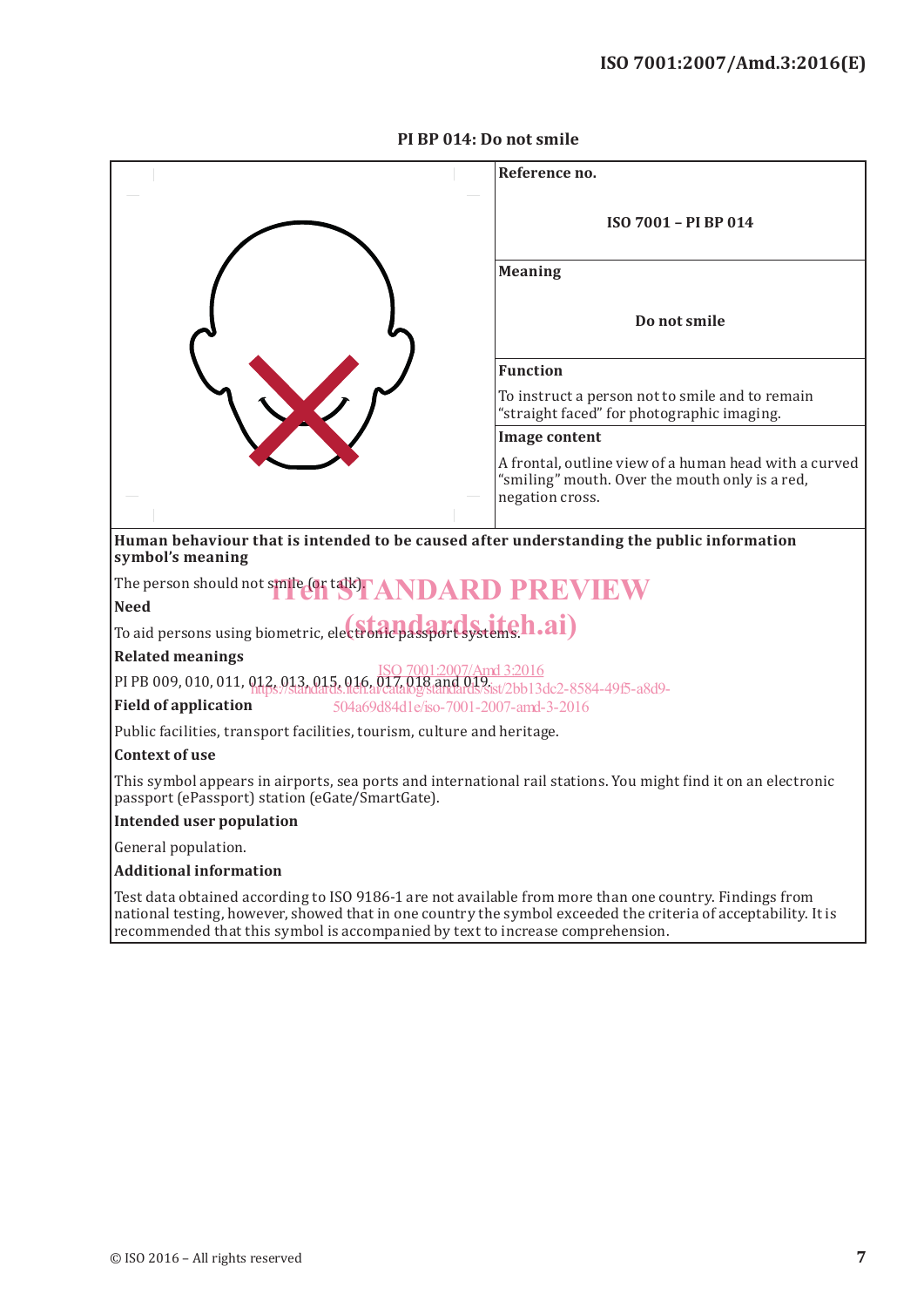**PI BP 014: Do not smile**

| | |
|---|---|
| | **Reference no.**<br><br>**ISO 7001 – PI BP 014** |
| | **Meaning**<br><br>**Do not smile** |
| | **Function**<br>To instruct a person not to smile and to remain "straight faced" for photographic imaging. |
| | **Image content**<br>A frontal, outline view of a human head with a curved "smiling" mouth. Over the mouth only is a red, negation cross. |

**Human behaviour that is intended to be caused after understanding the public information symbol's meaning**

The person should not smile (or talk).

**Need**

To aid persons using biometric, electronic passport systems.

**Related meanings**

PI PB 009, 010, 011, 012, 013, 015, 016, 017, 018 and 019.

**Field of application**

Public facilities, transport facilities, tourism, culture and heritage.

**Context of use**

This symbol appears in airports, sea ports and international rail stations. You might find it on an electronic passport (ePassport) station (eGate/SmartGate).

**Intended user population**

General population.

**Additional information**

Test data obtained according to ISO 9186-1 are not available from more than one country. Findings from national testing, however, showed that in one country the symbol exceeded the criteria of acceptability. It is recommended that this symbol is accompanied by text to increase comprehension.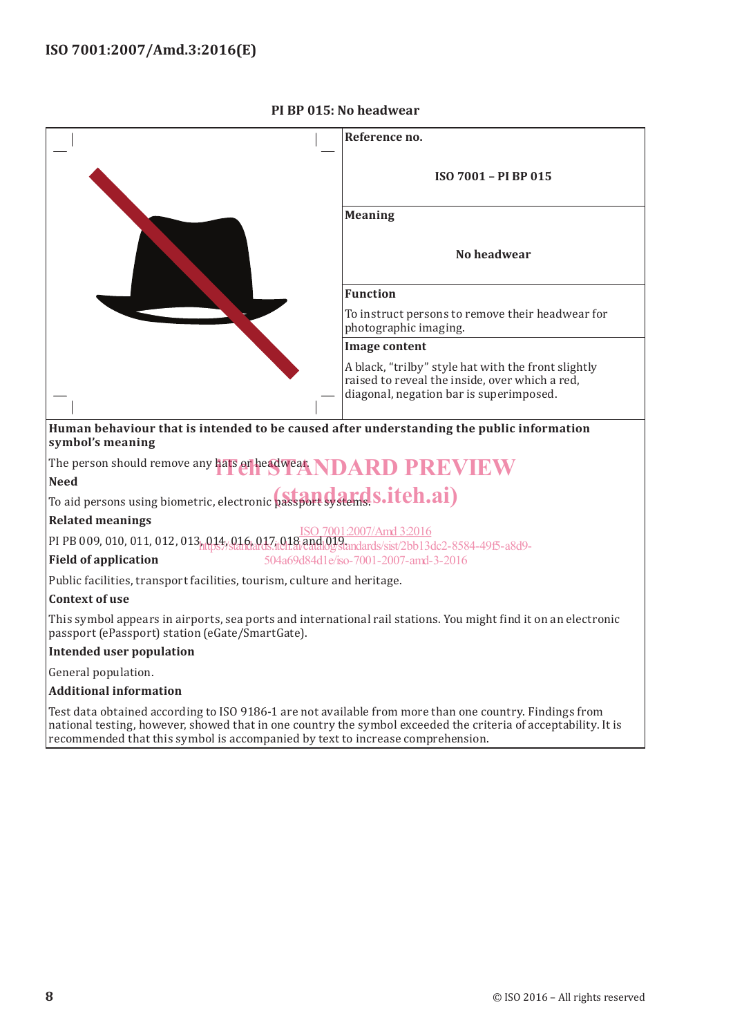**PI BP 015: No headwear**

| | |
|---|---|
| | **Reference no.**<br><br>**ISO 7001 – PI BP 015** |
| | **Meaning**<br><br>**No headwear** |
| | **Function**<br><br>To instruct persons to remove their headwear for photographic imaging. |
| | **Image content**<br><br>A black, "trilby" style hat with the front slightly raised to reveal the inside, over which a red, diagonal, negation bar is superimposed. |

**Human behaviour that is intended to be caused after understanding the public information symbol's meaning**

The person should remove any hats or headwear.

**Need**

To aid persons using biometric, electronic passport systems.

**Related meanings**

PI PB 009, 010, 011, 012, 013, 014, 016, 017, 018 and 019.

**Field of application**

Public facilities, transport facilities, tourism, culture and heritage.

**Context of use**

This symbol appears in airports, sea ports and international rail stations. You might find it on an electronic passport (ePassport) station (eGate/SmartGate).

**Intended user population**

General population.

**Additional information**

Test data obtained according to ISO 9186-1 are not available from more than one country. Findings from national testing, however, showed that in one country the symbol exceeded the criteria of acceptability. It is recommended that this symbol is accompanied by text to increase comprehension.